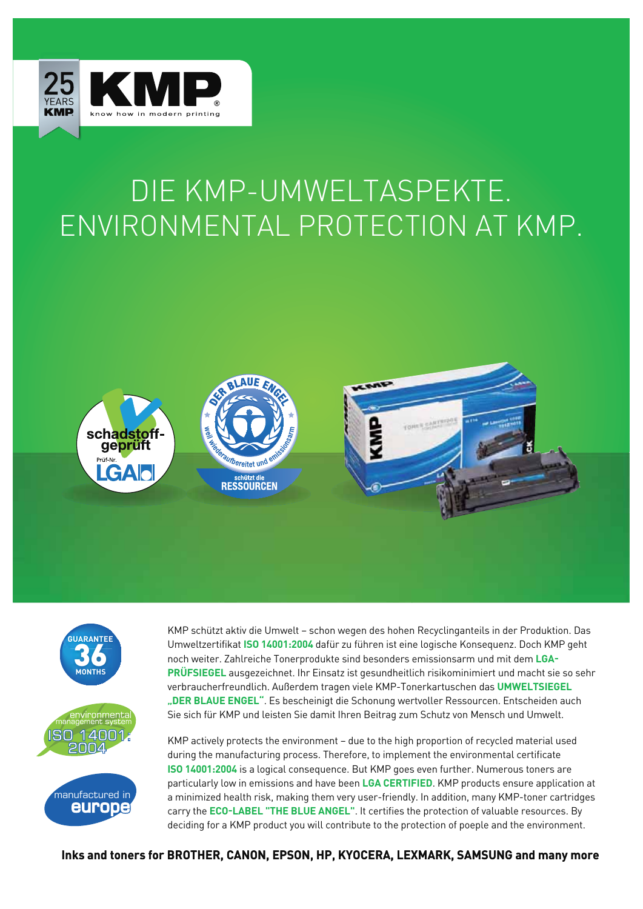# DIE KMP-UMWELTASPEKTE.
# ENVIRONMENTAL PROTECTION AT KMP.

KMP schützt aktiv die Umwelt – schon wegen des hohen Recyclinganteils in der Produktion. Das Umweltzertifikat **ISO 14001:2004** dafür zu führen ist eine logische Konsequenz. Doch KMP geht noch weiter. Zahlreiche Tonerprodukte sind besonders emissionsarm und mit dem **LGA-PRÜFSIEGEL** ausgezeichnet. Ihr Einsatz ist gesundheitlich risikominimiert und macht sie so sehr verbraucherfreundlich. Außerdem tragen viele KMP-Tonerkartuschen das **UMWELTSIEGEL „DER BLAUE ENGEL"**. Es bescheinigt die Schonung wertvoller Ressourcen. Entscheiden auch Sie sich für KMP und leisten Sie damit Ihren Beitrag zum Schutz von Mensch und Umwelt.

KMP actively protects the environment – due to the high proportion of recycled material used during the manufacturing process. Therefore, to implement the environmental certificate **ISO 14001:2004** is a logical consequence. But KMP goes even further. Numerous toners are particularly low in emissions and have been **LGA CERTIFIED**. KMP products ensure application at a minimized health risk, making them very user-friendly. In addition, many KMP-toner cartridges carry the **ECO-LABEL "THE BLUE ANGEL"**. It certifies the protection of valuable resources. By deciding for a KMP product you will contribute to the protection of poeple and the environment.

**Inks and toners for BROTHER, CANON, EPSON, HP, KYOCERA, LEXMARK, SAMSUNG and many more**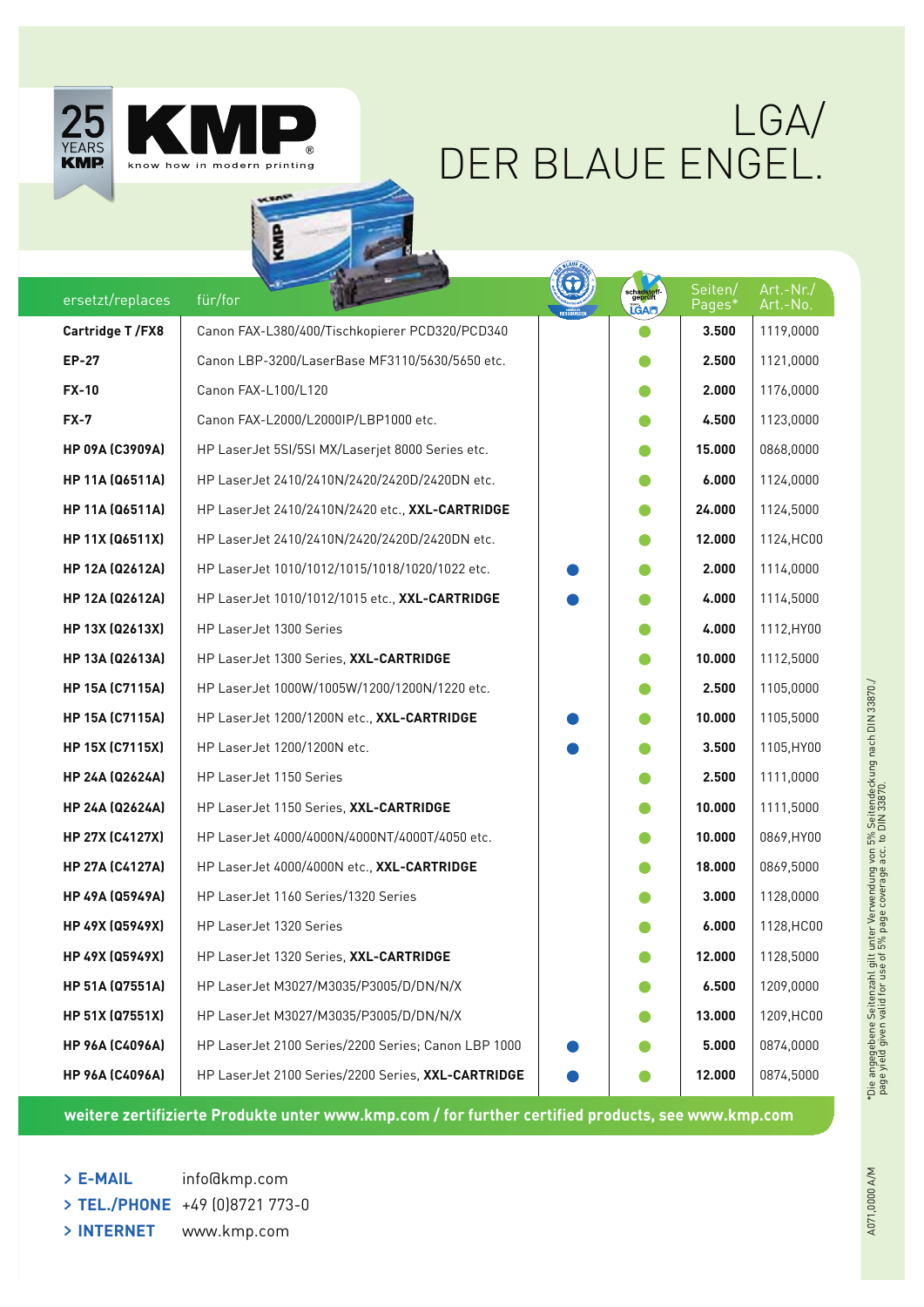25 YEARS KMP

# KMP

know how in modern printing

# LGA/ DER BLAUE ENGEL.

| ersetzt/replaces | für/for | Der Blaue Engel | schadstoffgeprüft LGA | Seiten/ Pages* | Art.-Nr./ Art.-No. |
|---|---|---|---|---|---|
| **Cartridge T /FX8** | Canon FAX-L380/400/Tischkopierer PCD320/PCD340 | | ● | **3.500** | 1119,0000 |
| **EP-27** | Canon LBP-3200/LaserBase MF3110/5630/5650 etc. | | ● | **2.500** | 1121,0000 |
| **FX-10** | Canon FAX-L100/L120 | | ● | **2.000** | 1176,0000 |
| **FX-7** | Canon FAX-L2000/L2000IP/LBP1000 etc. | | ● | **4.500** | 1123,0000 |
| **HP 09A (C3909A)** | HP LaserJet 5SI/5SI MX/Laserjet 8000 Series etc. | | ● | **15.000** | 0868,0000 |
| **HP 11A (Q6511A)** | HP LaserJet 2410/2410N/2420/2420D/2420DN etc. | | ● | **6.000** | 1124,0000 |
| **HP 11A (Q6511A)** | HP LaserJet 2410/2410N/2420 etc., **XXL-CARTRIDGE** | | ● | **24.000** | 1124,5000 |
| **HP 11X (Q6511X)** | HP LaserJet 2410/2410N/2420/2420D/2420DN etc. | | ● | **12.000** | 1124,HC00 |
| **HP 12A (Q2612A)** | HP LaserJet 1010/1012/1015/1018/1020/1022 etc. | ● | ● | **2.000** | 1114,0000 |
| **HP 12A (Q2612A)** | HP LaserJet 1010/1012/1015 etc., **XXL-CARTRIDGE** | ● | ● | **4.000** | 1114,5000 |
| **HP 13X (Q2613X)** | HP LaserJet 1300 Series | | ● | **4.000** | 1112,HY00 |
| **HP 13A (Q2613A)** | HP LaserJet 1300 Series, **XXL-CARTRIDGE** | | ● | **10.000** | 1112,5000 |
| **HP 15A (C7115A)** | HP LaserJet 1000W/1005W/1200/1200N/1220 etc. | | ● | **2.500** | 1105,0000 |
| **HP 15A (C7115A)** | HP LaserJet 1200/1200N etc., **XXL-CARTRIDGE** | ● | ● | **10.000** | 1105,5000 |
| **HP 15X (C7115X)** | HP LaserJet 1200/1200N etc. | ● | ● | **3.500** | 1105,HY00 |
| **HP 24A (Q2624A)** | HP LaserJet 1150 Series | | ● | **2.500** | 1111,0000 |
| **HP 24A (Q2624A)** | HP LaserJet 1150 Series, **XXL-CARTRIDGE** | | ● | **10.000** | 1111,5000 |
| **HP 27X (C4127X)** | HP LaserJet 4000/4000N/4000NT/4000T/4050 etc. | | ● | **10.000** | 0869,HY00 |
| **HP 27A (C4127A)** | HP LaserJet 4000/4000N etc., **XXL-CARTRIDGE** | | ● | **18.000** | 0869,5000 |
| **HP 49A (Q5949A)** | HP LaserJet 1160 Series/1320 Series | | ● | **3.000** | 1128,0000 |
| **HP 49X (Q5949X)** | HP LaserJet 1320 Series | | ● | **6.000** | 1128,HC00 |
| **HP 49X (Q5949X)** | HP LaserJet 1320 Series, **XXL-CARTRIDGE** | | ● | **12.000** | 1128,5000 |
| **HP 51A (Q7551A)** | HP LaserJet M3027/M3035/P3005/D/DN/N/X | | ● | **6.500** | 1209,0000 |
| **HP 51X (Q7551X)** | HP LaserJet M3027/M3035/P3005/D/DN/N/X | | ● | **13.000** | 1209,HC00 |
| **HP 96A (C4096A)** | HP LaserJet 2100 Series/2200 Series; Canon LBP 1000 | ● | ● | **5.000** | 0874,0000 |
| **HP 96A (C4096A)** | HP LaserJet 2100 Series/2200 Series, **XXL-CARTRIDGE** | ● | ● | **12.000** | 0874,5000 |

**weitere zertifizierte Produkte unter www.kmp.com / for further certified products, see www.kmp.com**

*Die angegebene Seitenzahl gilt unter Verwendung von 5% Seitendeckung nach DIN 33870./ page yield given valid for use of 5% page coverage acc. to DIN 33870.

**> E-MAIL** info@kmp.com
**> TEL./PHONE** +49 (0)8721 773-0
**> INTERNET** www.kmp.com

A071,0000 A/M